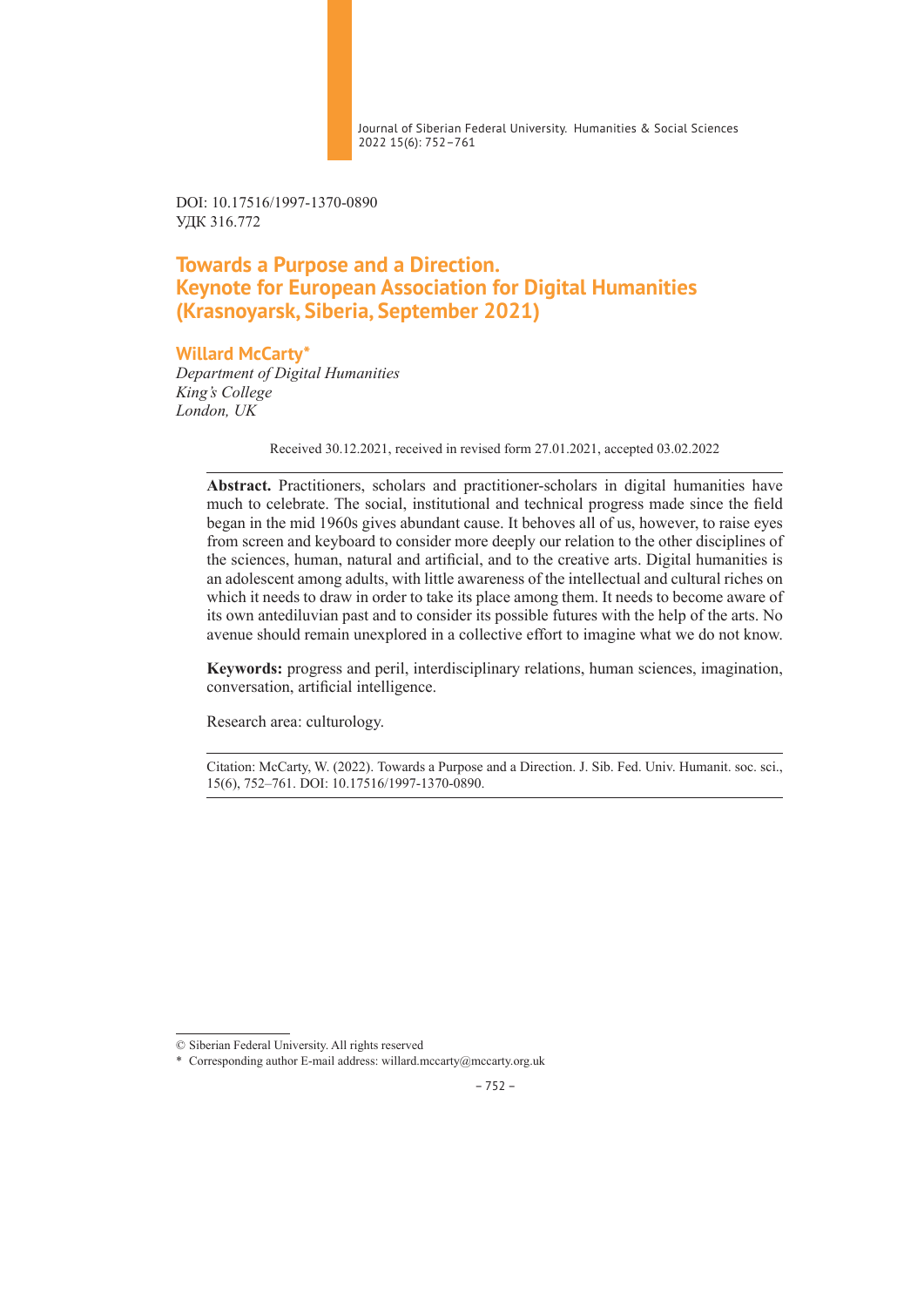DOI: 10.17516/1997-1370-0890
УДК 316.772

# Towards a Purpose and a Direction. Keynote for European Association for Digital Humanities (Krasnoyarsk, Siberia, September 2021)

**Willard McCarty***

*Department of Digital Humanities*
*King's College*
*London, UK*

Received 30.12.2021, received in revised form 27.01.2021, accepted 03.02.2022

**Abstract.** Practitioners, scholars and practitioner-scholars in digital humanities have much to celebrate. The social, institutional and technical progress made since the field began in the mid 1960s gives abundant cause. It behoves all of us, however, to raise eyes from screen and keyboard to consider more deeply our relation to the other disciplines of the sciences, human, natural and artificial, and to the creative arts. Digital humanities is an adolescent among adults, with little awareness of the intellectual and cultural riches on which it needs to draw in order to take its place among them. It needs to become aware of its own antediluvian past and to consider its possible futures with the help of the arts. No avenue should remain unexplored in a collective effort to imagine what we do not know.

**Keywords:** progress and peril, interdisciplinary relations, human sciences, imagination, conversation, artificial intelligence.

Research area: culturology.

Citation: McCarty, W. (2022). Towards a Purpose and a Direction. J. Sib. Fed. Univ. Humanit. soc. sci., 15(6), 752–761. DOI: 10.17516/1997-1370-0890.

---

© Siberian Federal University. All rights reserved

* Corresponding author E-mail address: willard.mccarty@mccarty.org.uk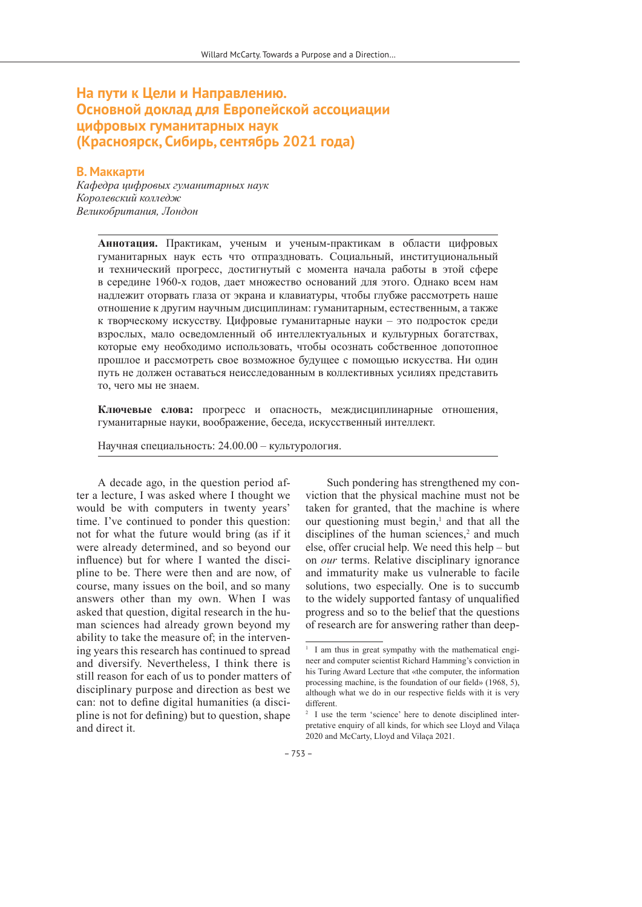# На пути к Цели и Направлению. Основной доклад для Европейской ассоциации цифровых гуманитарных наук (Красноярск, Сибирь, сентябрь 2021 года)

**В. Маккарти**

*Кафедра цифровых гуманитарных наук*
*Королевский колледж*
*Великобритания, Лондон*

**Аннотация.** Практикам, ученым и ученым-практикам в области цифровых гуманитарных наук есть что отпраздновать. Социальный, институциональный и технический прогресс, достигнутый с момента начала работы в этой сфере в середине 1960-х годов, дает множество оснований для этого. Однако всем нам надлежит оторвать глаза от экрана и клавиатуры, чтобы глубже рассмотреть наше отношение к другим научным дисциплинам: гуманитарным, естественным, а также к творческому искусству. Цифровые гуманитарные науки – это подросток среди взрослых, мало осведомленный об интеллектуальных и культурных богатствах, которые ему необходимо использовать, чтобы осознать собственное допотопное прошлое и рассмотреть свое возможное будущее с помощью искусства. Ни один путь не должен оставаться неисследованным в коллективных усилиях представить то, чего мы не знаем.

**Ключевые слова:** прогресс и опасность, междисциплинарные отношения, гуманитарные науки, воображение, беседа, искусственный интеллект.

Научная специальность: 24.00.00 – культурология.

A decade ago, in the question period after a lecture, I was asked where I thought we would be with computers in twenty years' time. I've continued to ponder this question: not for what the future would bring (as if it were already determined, and so beyond our influence) but for where I wanted the discipline to be. There were then and are now, of course, many issues on the boil, and so many answers other than my own. When I was asked that question, digital research in the human sciences had already grown beyond my ability to take the measure of; in the intervening years this research has continued to spread and diversify. Nevertheless, I think there is still reason for each of us to ponder matters of disciplinary purpose and direction as best we can: not to define digital humanities (a discipline is not for defining) but to question, shape and direct it.

Such pondering has strengthened my conviction that the physical machine must not be taken for granted, that the machine is where our questioning must begin,[1] and that all the disciplines of the human sciences,[2] and much else, offer crucial help. We need this help – but on *our* terms. Relative disciplinary ignorance and immaturity make us vulnerable to facile solutions, two especially. One is to succumb to the widely supported fantasy of unqualified progress and so to the belief that the questions of research are for answering rather than deep-

[1] I am thus in great sympathy with the mathematical engineer and computer scientist Richard Hamming's conviction in his Turing Award Lecture that «the computer, the information processing machine, is the foundation of our field» (1968, 5), although what we do in our respective fields with it is very different.

[2] I use the term 'science' here to denote disciplined interpretative enquiry of all kinds, for which see Lloyd and Vilaça 2020 and McCarty, Lloyd and Vilaça 2021.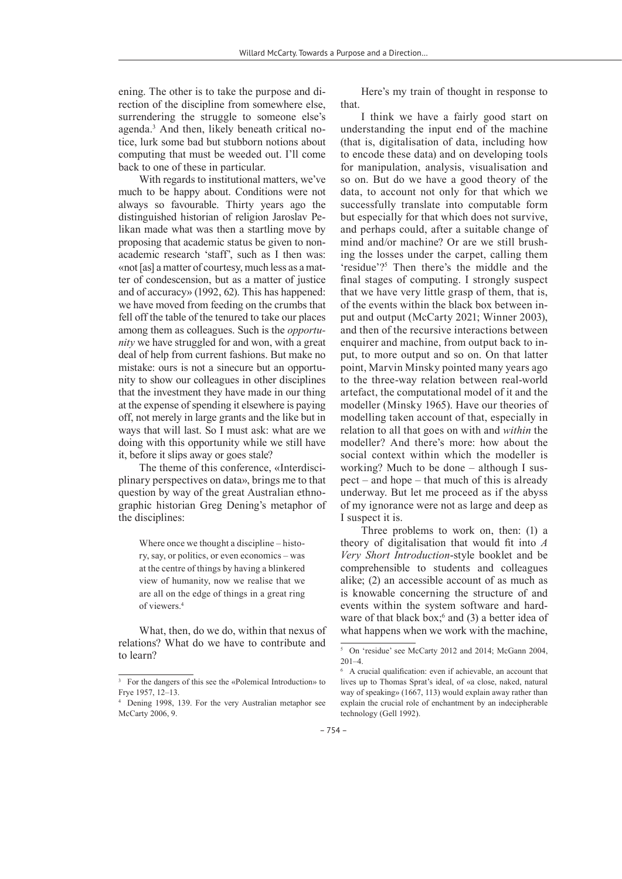ening. The other is to take the purpose and direction of the discipline from somewhere else, surrendering the struggle to someone else's agenda.[3] And then, likely beneath critical notice, lurk some bad but stubborn notions about computing that must be weeded out. I'll come back to one of these in particular.

With regards to institutional matters, we've much to be happy about. Conditions were not always so favourable. Thirty years ago the distinguished historian of religion Jaroslav Pelikan made what was then a startling move by proposing that academic status be given to non-academic research 'staff', such as I then was: «not [as] a matter of courtesy, much less as a matter of condescension, but as a matter of justice and of accuracy» (1992, 62). This has happened: we have moved from feeding on the crumbs that fell off the table of the tenured to take our places among them as colleagues. Such is the *opportunity* we have struggled for and won, with a great deal of help from current fashions. But make no mistake: ours is not a sinecure but an opportunity to show our colleagues in other disciplines that the investment they have made in our thing at the expense of spending it elsewhere is paying off, not merely in large grants and the like but in ways that will last. So I must ask: what are we doing with this opportunity while we still have it, before it slips away or goes stale?

The theme of this conference, «Interdisciplinary perspectives on data», brings me to that question by way of the great Australian ethnographic historian Greg Dening's metaphor of the disciplines:

> Where once we thought a discipline – history, say, or politics, or even economics – was at the centre of things by having a blinkered view of humanity, now we realise that we are all on the edge of things in a great ring of viewers.[4]

What, then, do we do, within that nexus of relations? What do we have to contribute and to learn?

Here's my train of thought in response to that.

I think we have a fairly good start on understanding the input end of the machine (that is, digitalisation of data, including how to encode these data) and on developing tools for manipulation, analysis, visualisation and so on. But do we have a good theory of the data, to account not only for that which we successfully translate into computable form but especially for that which does not survive, and perhaps could, after a suitable change of mind and/or machine? Or are we still brushing the losses under the carpet, calling them 'residue'?[5] Then there's the middle and the final stages of computing. I strongly suspect that we have very little grasp of them, that is, of the events within the black box between input and output (McCarty 2021; Winner 2003), and then of the recursive interactions between enquirer and machine, from output back to input, to more output and so on. On that latter point, Marvin Minsky pointed many years ago to the three-way relation between real-world artefact, the computational model of it and the modeller (Minsky 1965). Have our theories of modelling taken account of that, especially in relation to all that goes on with and *within* the modeller? And there's more: how about the social context within which the modeller is working? Much to be done – although I suspect – and hope – that much of this is already underway. But let me proceed as if the abyss of my ignorance were not as large and deep as I suspect it is.

Three problems to work on, then: (1) a theory of digitalisation that would fit into *A Very Short Introduction*-style booklet and be comprehensible to students and colleagues alike; (2) an accessible account of as much as is knowable concerning the structure of and events within the system software and hardware of that black box;[6] and (3) a better idea of what happens when we work with the machine,

---

[3] For the dangers of this see the «Polemical Introduction» to Frye 1957, 12–13.

[4] Dening 1998, 139. For the very Australian metaphor see McCarty 2006, 9.

[5] On 'residue' see McCarty 2012 and 2014; McGann 2004, 201–4.

[6] A crucial qualification: even if achievable, an account that lives up to Thomas Sprat's ideal, of «a close, naked, natural way of speaking» (1667, 113) would explain away rather than explain the crucial role of enchantment by an indecipherable technology (Gell 1992).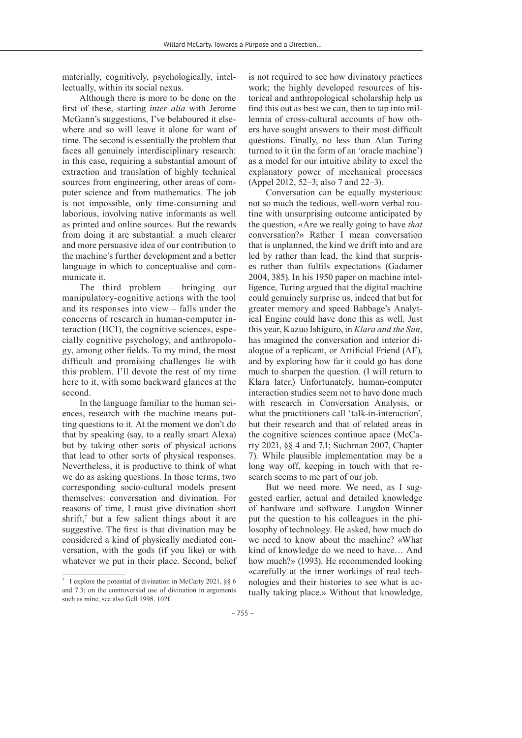materially, cognitively, psychologically, intellectually, within its social nexus.

Although there is more to be done on the first of these, starting *inter alia* with Jerome McGann's suggestions, I've belaboured it elsewhere and so will leave it alone for want of time. The second is essentially the problem that faces all genuinely interdisciplinary research: in this case, requiring a substantial amount of extraction and translation of highly technical sources from engineering, other areas of computer science and from mathematics. The job is not impossible, only time-consuming and laborious, involving native informants as well as printed and online sources. But the rewards from doing it are substantial: a much clearer and more persuasive idea of our contribution to the machine's further development and a better language in which to conceptualise and communicate it.

The third problem – bringing our manipulatory-cognitive actions with the tool and its responses into view – falls under the concerns of research in human-computer interaction (HCI), the cognitive sciences, especially cognitive psychology, and anthropology, among other fields. To my mind, the most difficult and promising challenges lie with this problem. I'll devote the rest of my time here to it, with some backward glances at the second.

In the language familiar to the human sciences, research with the machine means putting questions to it. At the moment we don't do that by speaking (say, to a really smart Alexa) but by taking other sorts of physical actions that lead to other sorts of physical responses. Nevertheless, it is productive to think of what we do as asking questions. In those terms, two corresponding socio-cultural models present themselves: conversation and divination. For reasons of time, I must give divination short shrift,[7] but a few salient things about it are suggestive. The first is that divination may be considered a kind of physically mediated conversation, with the gods (if you like) or with whatever we put in their place. Second, belief is not required to see how divinatory practices work; the highly developed resources of historical and anthropological scholarship help us find this out as best we can, then to tap into millennia of cross-cultural accounts of how others have sought answers to their most difficult questions. Finally, no less than Alan Turing turned to it (in the form of an 'oracle machine') as a model for our intuitive ability to excel the explanatory power of mechanical processes (Appel 2012, 52–3; also 7 and 22–3).

Conversation can be equally mysterious: not so much the tedious, well-worn verbal routine with unsurprising outcome anticipated by the question, «Are we really going to have *that* conversation?» Rather I mean conversation that is unplanned, the kind we drift into and are led by rather than lead, the kind that surprises rather than fulfils expectations (Gadamer 2004, 385). In his 1950 paper on machine intelligence, Turing argued that the digital machine could genuinely surprise us, indeed that but for greater memory and speed Babbage's Analytical Engine could have done this as well. Just this year, Kazuo Ishiguro, in *Klara and the Sun*, has imagined the conversation and interior dialogue of a replicant, or Artificial Friend (AF), and by exploring how far it could go has done much to sharpen the question. (I will return to Klara later.) Unfortunately, human-computer interaction studies seem not to have done much with research in Conversation Analysis, or what the practitioners call 'talk-in-interaction', but their research and that of related areas in the cognitive sciences continue apace (McCarty 2021, §§ 4 and 7.1; Suchman 2007, Chapter 7). While plausible implementation may be a long way off, keeping in touch with that research seems to me part of our job.

But we need more. We need, as I suggested earlier, actual and detailed knowledge of hardware and software. Langdon Winner put the question to his colleagues in the philosophy of technology. He asked, how much do we need to know about the machine? «What kind of knowledge do we need to have… And how much?» (1993). He recommended looking «carefully at the inner workings of real technologies and their histories to see what is actually taking place.» Without that knowledge,

---

[7] I explore the potential of divination in McCarty 2021, §§ 6 and 7.3; on the controversial use of divination in arguments such as mine, see also Gell 1998, 102f.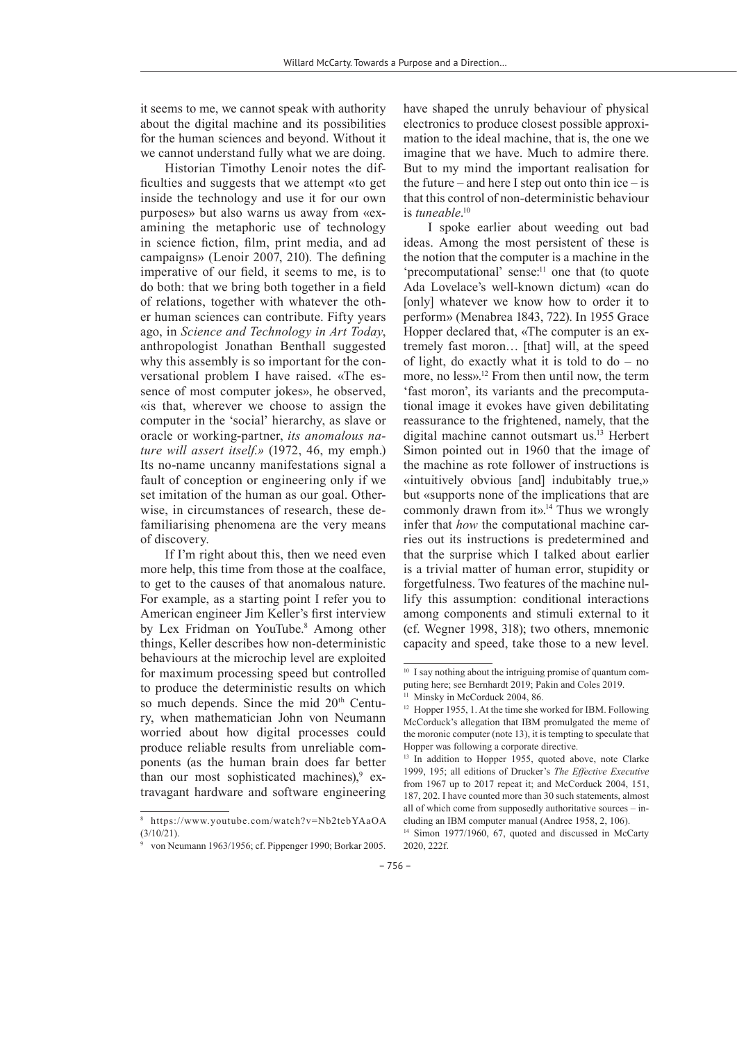it seems to me, we cannot speak with authority about the digital machine and its possibilities for the human sciences and beyond. Without it we cannot understand fully what we are doing.

Historian Timothy Lenoir notes the difficulties and suggests that we attempt «to get inside the technology and use it for our own purposes» but also warns us away from «examining the metaphoric use of technology in science fiction, film, print media, and ad campaigns» (Lenoir 2007, 210). The defining imperative of our field, it seems to me, is to do both: that we bring both together in a field of relations, together with whatever the other human sciences can contribute. Fifty years ago, in *Science and Technology in Art Today*, anthropologist Jonathan Benthall suggested why this assembly is so important for the conversational problem I have raised. «The essence of most computer jokes», he observed, «is that, wherever we choose to assign the computer in the 'social' hierarchy, as slave or oracle or working-partner, *its anomalous nature will assert itself*.» (1972, 46, my emph.) Its no-name uncanny manifestations signal a fault of conception or engineering only if we set imitation of the human as our goal. Otherwise, in circumstances of research, these defamiliarising phenomena are the very means of discovery.

If I'm right about this, then we need even more help, this time from those at the coalface, to get to the causes of that anomalous nature. For example, as a starting point I refer you to American engineer Jim Keller's first interview by Lex Fridman on YouTube.[8] Among other things, Keller describes how non-deterministic behaviours at the microchip level are exploited for maximum processing speed but controlled to produce the deterministic results on which so much depends. Since the mid 20th Century, when mathematician John von Neumann worried about how digital processes could produce reliable results from unreliable components (as the human brain does far better than our most sophisticated machines),[9] extravagant hardware and software engineering have shaped the unruly behaviour of physical electronics to produce closest possible approximation to the ideal machine, that is, the one we imagine that we have. Much to admire there. But to my mind the important realisation for the future – and here I step out onto thin ice – is that this control of non-deterministic behaviour is *tuneable*.[10]

I spoke earlier about weeding out bad ideas. Among the most persistent of these is the notion that the computer is a machine in the 'precomputational' sense:[11] one that (to quote Ada Lovelace's well-known dictum) «can do [only] whatever we know how to order it to perform» (Menabrea 1843, 722). In 1955 Grace Hopper declared that, «The computer is an extremely fast moron… [that] will, at the speed of light, do exactly what it is told to do – no more, no less».[12] From then until now, the term 'fast moron', its variants and the precomputational image it evokes have given debilitating reassurance to the frightened, namely, that the digital machine cannot outsmart us.[13] Herbert Simon pointed out in 1960 that the image of the machine as rote follower of instructions is «intuitively obvious [and] indubitably true,» but «supports none of the implications that are commonly drawn from it».[14] Thus we wrongly infer that *how* the computational machine carries out its instructions is predetermined and that the surprise which I talked about earlier is a trivial matter of human error, stupidity or forgetfulness. Two features of the machine nullify this assumption: conditional interactions among components and stimuli external to it (cf. Wegner 1998, 318); two others, mnemonic capacity and speed, take those to a new level.

---

[8] https://www.youtube.com/watch?v=Nb2tebYAaOA (3/10/21).

[9] von Neumann 1963/1956; cf. Pippenger 1990; Borkar 2005.

[10] I say nothing about the intriguing promise of quantum computing here; see Bernhardt 2019; Pakin and Coles 2019.

[11] Minsky in McCorduck 2004, 86.

[12] Hopper 1955, 1. At the time she worked for IBM. Following McCorduck's allegation that IBM promulgated the meme of the moronic computer (note 13), it is tempting to speculate that Hopper was following a corporate directive.

[13] In addition to Hopper 1955, quoted above, note Clarke 1999, 195; all editions of Drucker's *The Effective Executive* from 1967 up to 2017 repeat it; and McCorduck 2004, 151, 187, 202. I have counted more than 30 such statements, almost all of which come from supposedly authoritative sources – including an IBM computer manual (Andree 1958, 2, 106).

[14] Simon 1977/1960, 67, quoted and discussed in McCarty 2020, 222f.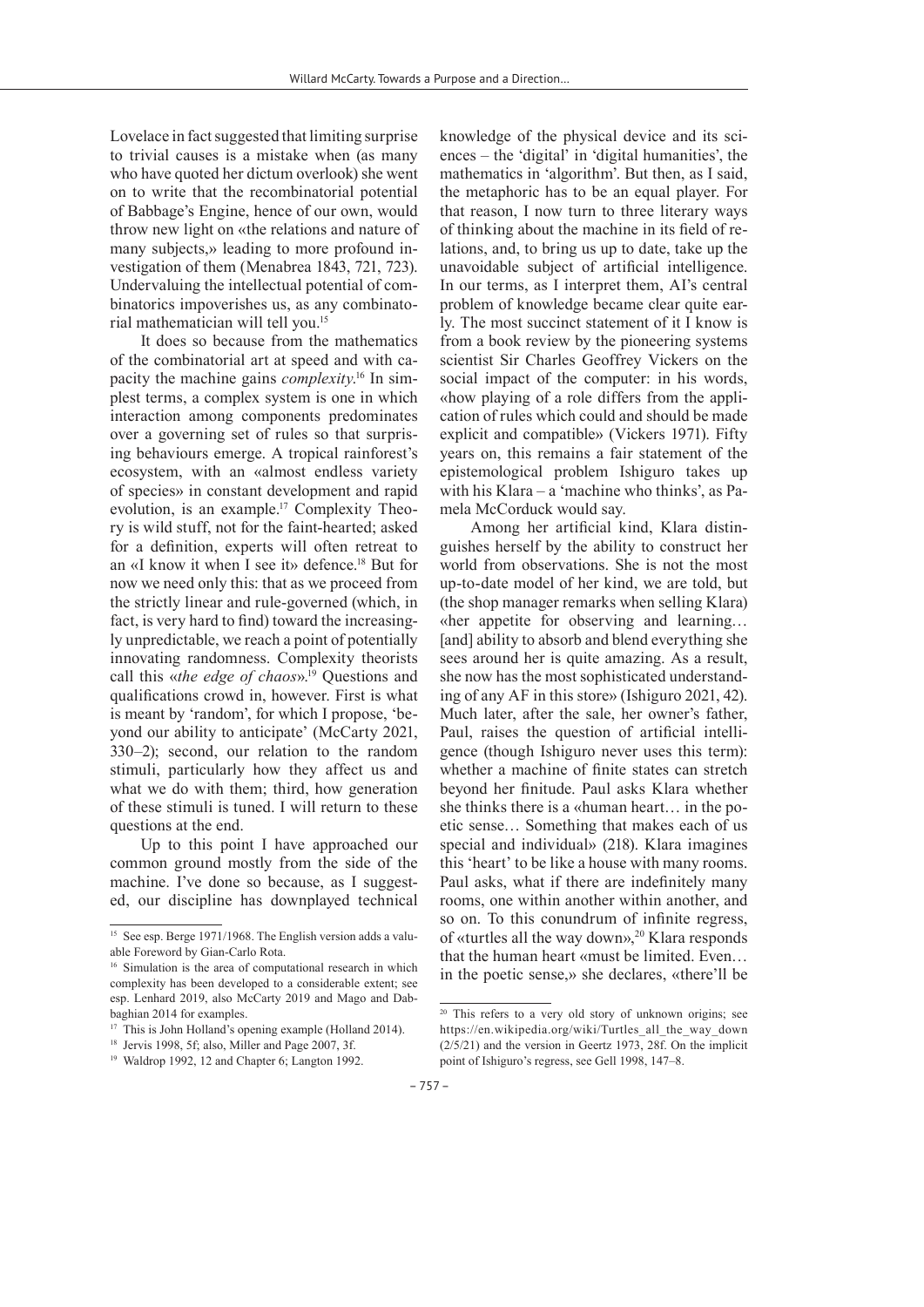Lovelace in fact suggested that limiting surprise to trivial causes is a mistake when (as many who have quoted her dictum overlook) she went on to write that the recombinatorial potential of Babbage's Engine, hence of our own, would throw new light on «the relations and nature of many subjects,» leading to more profound investigation of them (Menabrea 1843, 721, 723). Undervaluing the intellectual potential of combinatorics impoverishes us, as any combinatorial mathematician will tell you.[15]

It does so because from the mathematics of the combinatorial art at speed and with capacity the machine gains *complexity*.[16] In simplest terms, a complex system is one in which interaction among components predominates over a governing set of rules so that surprising behaviours emerge. A tropical rainforest's ecosystem, with an «almost endless variety of species» in constant development and rapid evolution, is an example.[17] Complexity Theory is wild stuff, not for the faint-hearted; asked for a definition, experts will often retreat to an «I know it when I see it» defence.[18] But for now we need only this: that as we proceed from the strictly linear and rule-governed (which, in fact, is very hard to find) toward the increasingly unpredictable, we reach a point of potentially innovating randomness. Complexity theorists call this «*the edge of chaos*».[19] Questions and qualifications crowd in, however. First is what is meant by 'random', for which I propose, 'beyond our ability to anticipate' (McCarty 2021, 330–2); second, our relation to the random stimuli, particularly how they affect us and what we do with them; third, how generation of these stimuli is tuned. I will return to these questions at the end.

Up to this point I have approached our common ground mostly from the side of the machine. I've done so because, as I suggested, our discipline has downplayed technical knowledge of the physical device and its sciences – the 'digital' in 'digital humanities', the mathematics in 'algorithm'. But then, as I said, the metaphoric has to be an equal player. For that reason, I now turn to three literary ways of thinking about the machine in its field of relations, and, to bring us up to date, take up the unavoidable subject of artificial intelligence. In our terms, as I interpret them, AI's central problem of knowledge became clear quite early. The most succinct statement of it I know is from a book review by the pioneering systems scientist Sir Charles Geoffrey Vickers on the social impact of the computer: in his words, «how playing of a role differs from the application of rules which could and should be made explicit and compatible» (Vickers 1971). Fifty years on, this remains a fair statement of the epistemological problem Ishiguro takes up with his Klara – a 'machine who thinks', as Pamela McCorduck would say.

Among her artificial kind, Klara distinguishes herself by the ability to construct her world from observations. She is not the most up-to-date model of her kind, we are told, but (the shop manager remarks when selling Klara) «her appetite for observing and learning… [and] ability to absorb and blend everything she sees around her is quite amazing. As a result, she now has the most sophisticated understanding of any AF in this store» (Ishiguro 2021, 42). Much later, after the sale, her owner's father, Paul, raises the question of artificial intelligence (though Ishiguro never uses this term): whether a machine of finite states can stretch beyond her finitude. Paul asks Klara whether she thinks there is a «human heart… in the poetic sense… Something that makes each of us special and individual» (218). Klara imagines this 'heart' to be like a house with many rooms. Paul asks, what if there are indefinitely many rooms, one within another within another, and so on. To this conundrum of infinite regress, of «turtles all the way down»,[20] Klara responds that the human heart «must be limited. Even… in the poetic sense,» she declares, «there'll be

---

[15] See esp. Berge 1971/1968. The English version adds a valuable Foreword by Gian-Carlo Rota.

[16] Simulation is the area of computational research in which complexity has been developed to a considerable extent; see esp. Lenhard 2019, also McCarty 2019 and Mago and Dabbaghian 2014 for examples.

[17] This is John Holland's opening example (Holland 2014).

[18] Jervis 1998, 5f; also, Miller and Page 2007, 3f.

[19] Waldrop 1992, 12 and Chapter 6; Langton 1992.

[20] This refers to a very old story of unknown origins; see https://en.wikipedia.org/wiki/Turtles_all_the_way_down (2/5/21) and the version in Geertz 1973, 28f. On the implicit point of Ishiguro's regress, see Gell 1998, 147–8.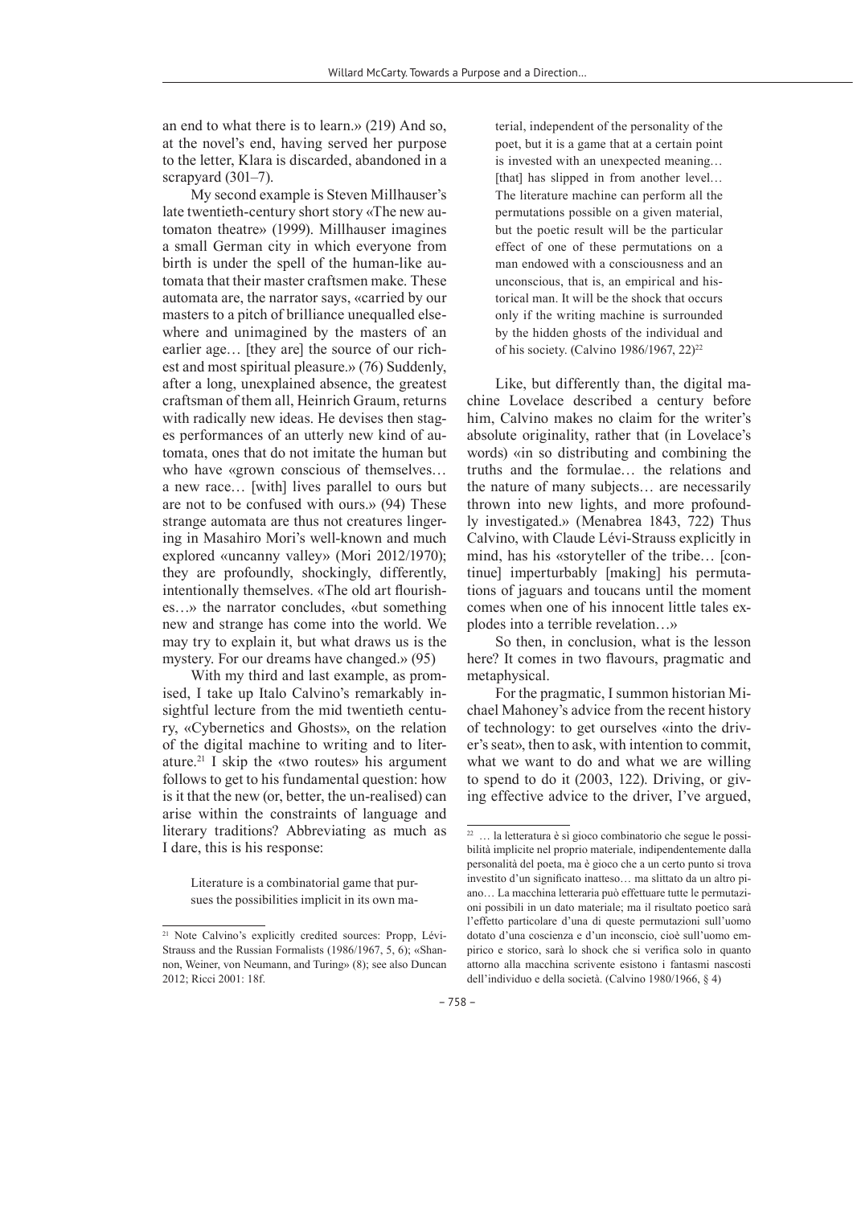an end to what there is to learn.» (219) And so, at the novel's end, having served her purpose to the letter, Klara is discarded, abandoned in a scrapyard (301–7).

My second example is Steven Millhauser's late twentieth-century short story «The new automaton theatre» (1999). Millhauser imagines a small German city in which everyone from birth is under the spell of the human-like automata that their master craftsmen make. These automata are, the narrator says, «carried by our masters to a pitch of brilliance unequalled elsewhere and unimagined by the masters of an earlier age… [they are] the source of our richest and most spiritual pleasure.» (76) Suddenly, after a long, unexplained absence, the greatest craftsman of them all, Heinrich Graum, returns with radically new ideas. He devises then stages performances of an utterly new kind of automata, ones that do not imitate the human but who have «grown conscious of themselves… a new race… [with] lives parallel to ours but are not to be confused with ours.» (94) These strange automata are thus not creatures lingering in Masahiro Mori's well-known and much explored «uncanny valley» (Mori 2012/1970); they are profoundly, shockingly, differently, intentionally themselves. «The old art flourishes…» the narrator concludes, «but something new and strange has come into the world. We may try to explain it, but what draws us is the mystery. For our dreams have changed.» (95)

With my third and last example, as promised, I take up Italo Calvino's remarkably insightful lecture from the mid twentieth century, «Cybernetics and Ghosts», on the relation of the digital machine to writing and to literature.[21] I skip the «two routes» his argument follows to get to his fundamental question: how is it that the new (or, better, the un-realised) can arise within the constraints of language and literary traditions? Abbreviating as much as I dare, this is his response:

> Literature is a combinatorial game that pursues the possibilities implicit in its own material, independent of the personality of the poet, but it is a game that at a certain point is invested with an unexpected meaning… [that] has slipped in from another level… The literature machine can perform all the permutations possible on a given material, but the poetic result will be the particular effect of one of these permutations on a man endowed with a consciousness and an unconscious, that is, an empirical and historical man. It will be the shock that occurs only if the writing machine is surrounded by the hidden ghosts of the individual and of his society. (Calvino 1986/1967, 22)[22]

Like, but differently than, the digital machine Lovelace described a century before him, Calvino makes no claim for the writer's absolute originality, rather that (in Lovelace's words) «in so distributing and combining the truths and the formulae… the relations and the nature of many subjects… are necessarily thrown into new lights, and more profoundly investigated.» (Menabrea 1843, 722) Thus Calvino, with Claude Lévi-Strauss explicitly in mind, has his «storyteller of the tribe… [continue] imperturbably [making] his permutations of jaguars and toucans until the moment comes when one of his innocent little tales explodes into a terrible revelation…»

So then, in conclusion, what is the lesson here? It comes in two flavours, pragmatic and metaphysical.

For the pragmatic, I summon historian Michael Mahoney's advice from the recent history of technology: to get ourselves «into the driver's seat», then to ask, with intention to commit, what we want to do and what we are willing to spend to do it (2003, 122). Driving, or giving effective advice to the driver, I've argued,

---

[21] Note Calvino's explicitly credited sources: Propp, Lévi-Strauss and the Russian Formalists (1986/1967, 5, 6); «Shannon, Weiner, von Neumann, and Turing» (8); see also Duncan 2012; Ricci 2001: 18f.

[22] … la letteratura è sì gioco combinatorio che segue le possibilità implicite nel proprio materiale, indipendentemente dalla personalità del poeta, ma è gioco che a un certo punto si trova investito d'un significato inatteso… ma slittato da un altro piano… La macchina letteraria può effettuare tutte le permutazioni possibili in un dato materiale; ma il risultato poetico sarà l'effetto particolare d'una di queste permutazioni sull'uomo dotato d'una coscienza e d'un inconscio, cioè sull'uomo empirico e storico, sarà lo shock che si verifica solo in quanto attorno alla macchina scrivente esistono i fantasmi nascosti dell'individuo e della società. (Calvino 1980/1966, § 4)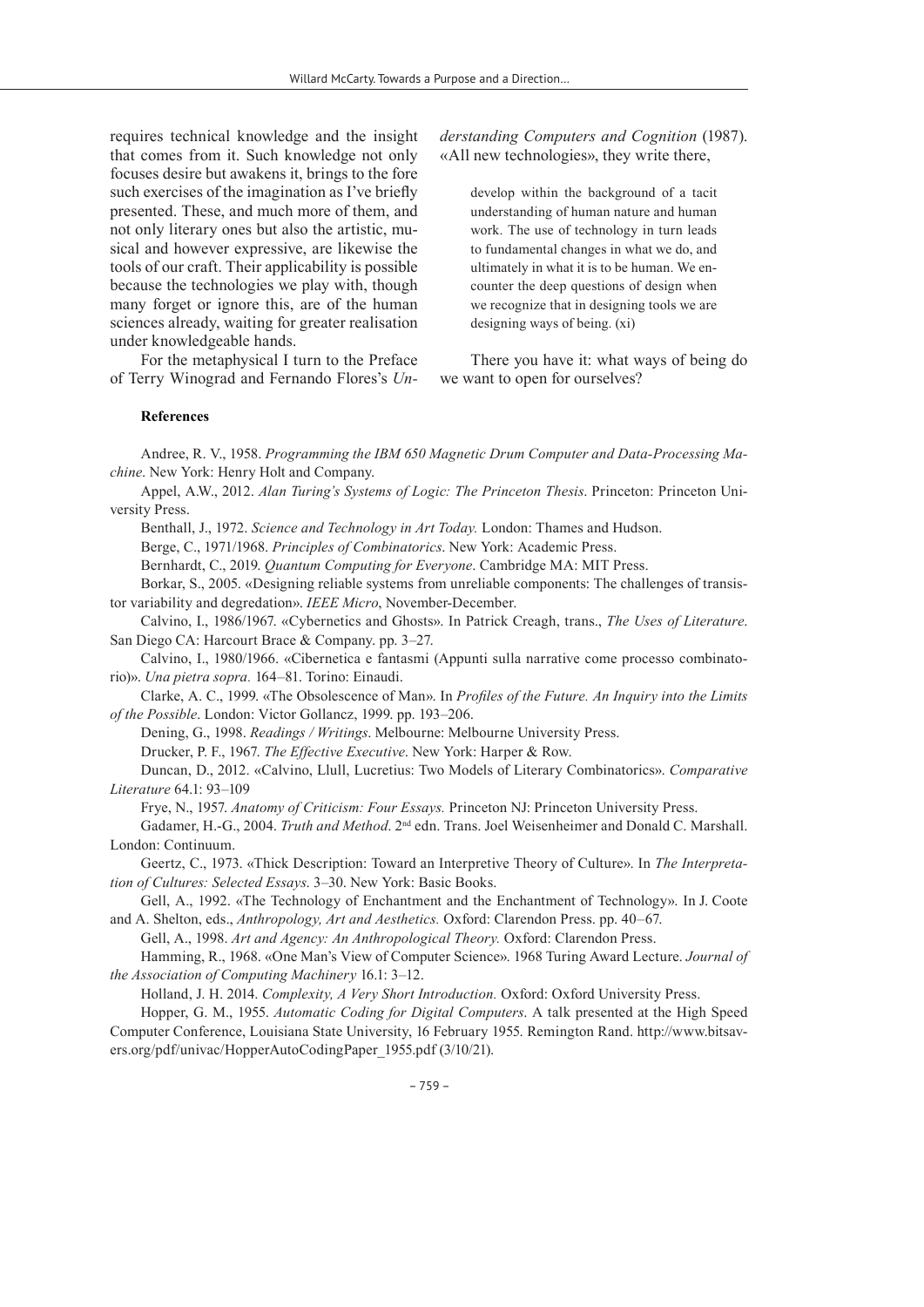requires technical knowledge and the insight that comes from it. Such knowledge not only focuses desire but awakens it, brings to the fore such exercises of the imagination as I've briefly presented. These, and much more of them, and not only literary ones but also the artistic, musical and however expressive, are likewise the tools of our craft. Their applicability is possible because the technologies we play with, though many forget or ignore this, are of the human sciences already, waiting for greater realisation under knowledgeable hands.

For the metaphysical I turn to the Preface of Terry Winograd and Fernando Flores's *Understanding Computers and Cognition* (1987). «All new technologies», they write there,

> develop within the background of a tacit understanding of human nature and human work. The use of technology in turn leads to fundamental changes in what we do, and ultimately in what it is to be human. We encounter the deep questions of design when we recognize that in designing tools we are designing ways of being. (xi)

There you have it: what ways of being do we want to open for ourselves?

**References**

Andree, R. V., 1958. *Programming the IBM 650 Magnetic Drum Computer and Data-Processing Machine*. New York: Henry Holt and Company.

Appel, A.W., 2012. *Alan Turing's Systems of Logic: The Princeton Thesis*. Princeton: Princeton University Press.

Benthall, J., 1972. *Science and Technology in Art Today.* London: Thames and Hudson.

Berge, C., 1971/1968. *Principles of Combinatorics*. New York: Academic Press.

Bernhardt, C., 2019. *Quantum Computing for Everyone*. Cambridge MA: MIT Press.

Borkar, S., 2005. «Designing reliable systems from unreliable components: The challenges of transistor variability and degredation». *IEEE Micro*, November-December.

Calvino, I., 1986/1967. «Cybernetics and Ghosts». In Patrick Creagh, trans., *The Uses of Literature*. San Diego CA: Harcourt Brace & Company. pp. 3–27.

Calvino, I., 1980/1966. «Cibernetica e fantasmi (Appunti sulla narrative come processo combinatorio)». *Una pietra sopra.* 164–81. Torino: Einaudi.

Clarke, A. C., 1999. «The Obsolescence of Man». In *Profiles of the Future. An Inquiry into the Limits of the Possible*. London: Victor Gollancz, 1999. pp. 193–206.

Dening, G., 1998. *Readings / Writings*. Melbourne: Melbourne University Press.

Drucker, P. F., 1967. *The Effective Executive*. New York: Harper & Row.

Duncan, D., 2012. «Calvino, Llull, Lucretius: Two Models of Literary Combinatorics». *Comparative Literature* 64.1: 93–109

Frye, N., 1957. *Anatomy of Criticism: Four Essays.* Princeton NJ: Princeton University Press.

Gadamer, H.-G., 2004. *Truth and Method*. 2nd edn. Trans. Joel Weisenheimer and Donald C. Marshall. London: Continuum.

Geertz, C., 1973. «Thick Description: Toward an Interpretive Theory of Culture». In *The Interpretation of Cultures: Selected Essays*. 3–30. New York: Basic Books.

Gell, A., 1992. «The Technology of Enchantment and the Enchantment of Technology». In J. Coote and A. Shelton, eds., *Anthropology, Art and Aesthetics.* Oxford: Clarendon Press. pp. 40–67.

Gell, A., 1998. *Art and Agency: An Anthropological Theory.* Oxford: Clarendon Press.

Hamming, R., 1968. «One Man's View of Computer Science». 1968 Turing Award Lecture. *Journal of the Association of Computing Machinery* 16.1: 3–12.

Holland, J. H. 2014. *Complexity, A Very Short Introduction.* Oxford: Oxford University Press.

Hopper, G. M., 1955. *Automatic Coding for Digital Computers*. A talk presented at the High Speed Computer Conference, Louisiana State University, 16 February 1955. Remington Rand. http://www.bitsavers.org/pdf/univac/HopperAutoCodingPaper_1955.pdf (3/10/21).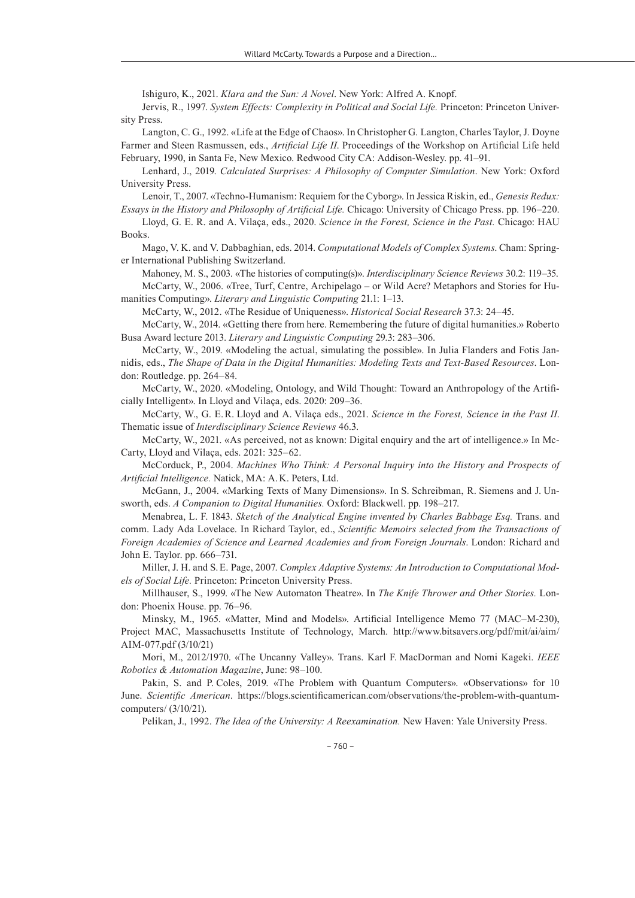Ishiguro, K., 2021. *Klara and the Sun: A Novel*. New York: Alfred A. Knopf.

Jervis, R., 1997. *System Effects: Complexity in Political and Social Life.* Princeton: Princeton University Press.

Langton, C. G., 1992. «Life at the Edge of Chaos». In Christopher G. Langton, Charles Taylor, J. Doyne Farmer and Steen Rasmussen, eds., *Artificial Life II*. Proceedings of the Workshop on Artificial Life held February, 1990, in Santa Fe, New Mexico. Redwood City CA: Addison-Wesley. pp. 41–91.

Lenhard, J., 2019. *Calculated Surprises: A Philosophy of Computer Simulation*. New York: Oxford University Press.

Lenoir, T., 2007. «Techno-Humanism: Requiem for the Cyborg». In Jessica Riskin, ed., *Genesis Redux: Essays in the History and Philosophy of Artificial Life.* Chicago: University of Chicago Press. pp. 196–220.

Lloyd, G. E. R. and A. Vilaça, eds., 2020. *Science in the Forest, Science in the Past.* Chicago: HAU Books.

Mago, V. K. and V. Dabbaghian, eds. 2014. *Computational Models of Complex Systems*. Cham: Springer International Publishing Switzerland.

Mahoney, M. S., 2003. «The histories of computing(s)». *Interdisciplinary Science Reviews* 30.2: 119–35.

McCarty, W., 2006. «Tree, Turf, Centre, Archipelago – or Wild Acre? Metaphors and Stories for Humanities Computing». *Literary and Linguistic Computing* 21.1: 1–13.

McCarty, W., 2012. «The Residue of Uniqueness». *Historical Social Research* 37.3: 24–45.

McCarty, W., 2014. «Getting there from here. Remembering the future of digital humanities.» Roberto Busa Award lecture 2013. *Literary and Linguistic Computing* 29.3: 283–306.

McCarty, W., 2019. «Modeling the actual, simulating the possible». In Julia Flanders and Fotis Jannidis, eds., *The Shape of Data in the Digital Humanities: Modeling Texts and Text-Based Resources*. London: Routledge. pp. 264–84.

McCarty, W., 2020. «Modeling, Ontology, and Wild Thought: Toward an Anthropology of the Artificially Intelligent». In Lloyd and Vilaça, eds. 2020: 209–36.

McCarty, W., G. E. R. Lloyd and A. Vilaça eds., 2021. *Science in the Forest, Science in the Past II*. Thematic issue of *Interdisciplinary Science Reviews* 46.3.

McCarty, W., 2021. «As perceived, not as known: Digital enquiry and the art of intelligence.» In McCarty, Lloyd and Vilaça, eds. 2021: 325–62.

McCorduck, P., 2004. *Machines Who Think: A Personal Inquiry into the History and Prospects of Artificial Intelligence.* Natick, MA: A. K. Peters, Ltd.

McGann, J., 2004. «Marking Texts of Many Dimensions». In S. Schreibman, R. Siemens and J. Unsworth, eds. *A Companion to Digital Humanities.* Oxford: Blackwell. pp. 198–217.

Menabrea, L. F. 1843. *Sketch of the Analytical Engine invented by Charles Babbage Esq.* Trans. and comm. Lady Ada Lovelace. In Richard Taylor, ed., *Scientific Memoirs selected from the Transactions of Foreign Academies of Science and Learned Academies and from Foreign Journals*. London: Richard and John E. Taylor. pp. 666–731.

Miller, J. H. and S. E. Page, 2007. *Complex Adaptive Systems: An Introduction to Computational Models of Social Life.* Princeton: Princeton University Press.

Millhauser, S., 1999. «The New Automaton Theatre». In *The Knife Thrower and Other Stories.* London: Phoenix House. pp. 76–96.

Minsky, M., 1965. «Matter, Mind and Models». Artificial Intelligence Memo 77 (MAC–M-230), Project MAC, Massachusetts Institute of Technology, March. http://www.bitsavers.org/pdf/mit/ai/aim/AIM-077.pdf (3/10/21)

Mori, M., 2012/1970. «The Uncanny Valley». Trans. Karl F. MacDorman and Nomi Kageki. *IEEE Robotics & Automation Magazine*, June: 98–100.

Pakin, S. and P. Coles, 2019. «The Problem with Quantum Computers». «Observations» for 10 June. *Scientific American*. https://blogs.scientificamerican.com/observations/the-problem-with-quantum-computers/ (3/10/21).

Pelikan, J., 1992. *The Idea of the University: A Reexamination.* New Haven: Yale University Press.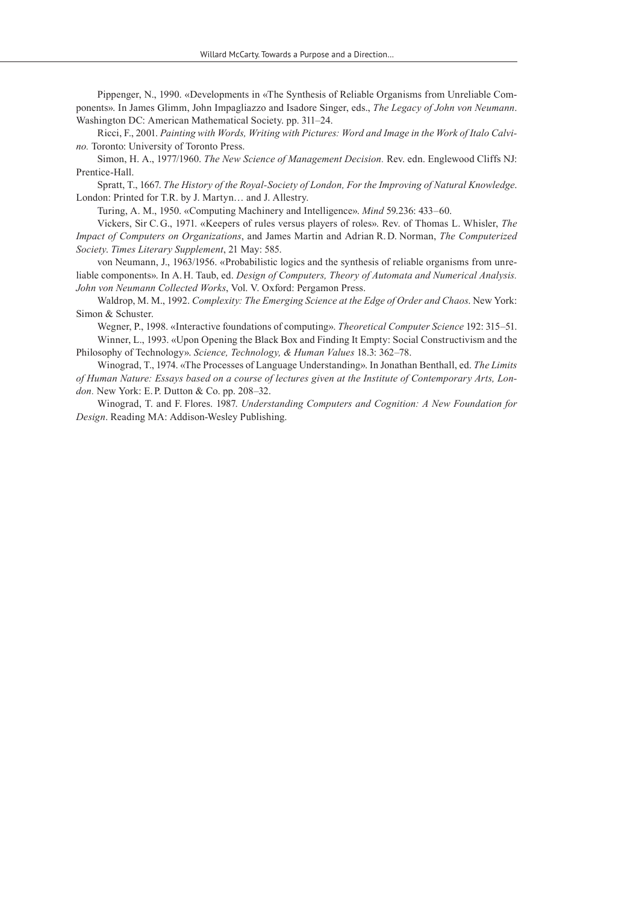Pippenger, N., 1990. «Developments in «The Synthesis of Reliable Organisms from Unreliable Components». In James Glimm, John Impagliazzo and Isadore Singer, eds., *The Legacy of John von Neumann*. Washington DC: American Mathematical Society. pp. 311–24.

Ricci, F., 2001. *Painting with Words, Writing with Pictures: Word and Image in the Work of Italo Calvino.* Toronto: University of Toronto Press.

Simon, H. A., 1977/1960. *The New Science of Management Decision.* Rev. edn. Englewood Cliffs NJ: Prentice-Hall.

Spratt, T., 1667. *The History of the Royal-Society of London, For the Improving of Natural Knowledge*. London: Printed for T.R. by J. Martyn… and J. Allestry.

Turing, A. M., 1950. «Computing Machinery and Intelligence». *Mind* 59.236: 433–60.

Vickers, Sir C. G., 1971. «Keepers of rules versus players of roles». Rev. of Thomas L. Whisler, *The Impact of Computers on Organizations*, and James Martin and Adrian R. D. Norman, *The Computerized Society*. *Times Literary Supplement*, 21 May: 585.

von Neumann, J., 1963/1956. «Probabilistic logics and the synthesis of reliable organisms from unreliable components». In A. H. Taub, ed. *Design of Computers, Theory of Automata and Numerical Analysis. John von Neumann Collected Works*, Vol. V. Oxford: Pergamon Press.

Waldrop, M. M., 1992. *Complexity: The Emerging Science at the Edge of Order and Chaos*. New York: Simon & Schuster.

Wegner, P., 1998. «Interactive foundations of computing». *Theoretical Computer Science* 192: 315–51.

Winner, L., 1993. «Upon Opening the Black Box and Finding It Empty: Social Constructivism and the Philosophy of Technology». *Science, Technology, & Human Values* 18.3: 362–78.

Winograd, T., 1974. «The Processes of Language Understanding». In Jonathan Benthall, ed. *The Limits of Human Nature: Essays based on a course of lectures given at the Institute of Contemporary Arts, London.* New York: E. P. Dutton & Co. pp. 208–32.

Winograd, T. and F. Flores. 1987. *Understanding Computers and Cognition: A New Foundation for Design*. Reading MA: Addison-Wesley Publishing.